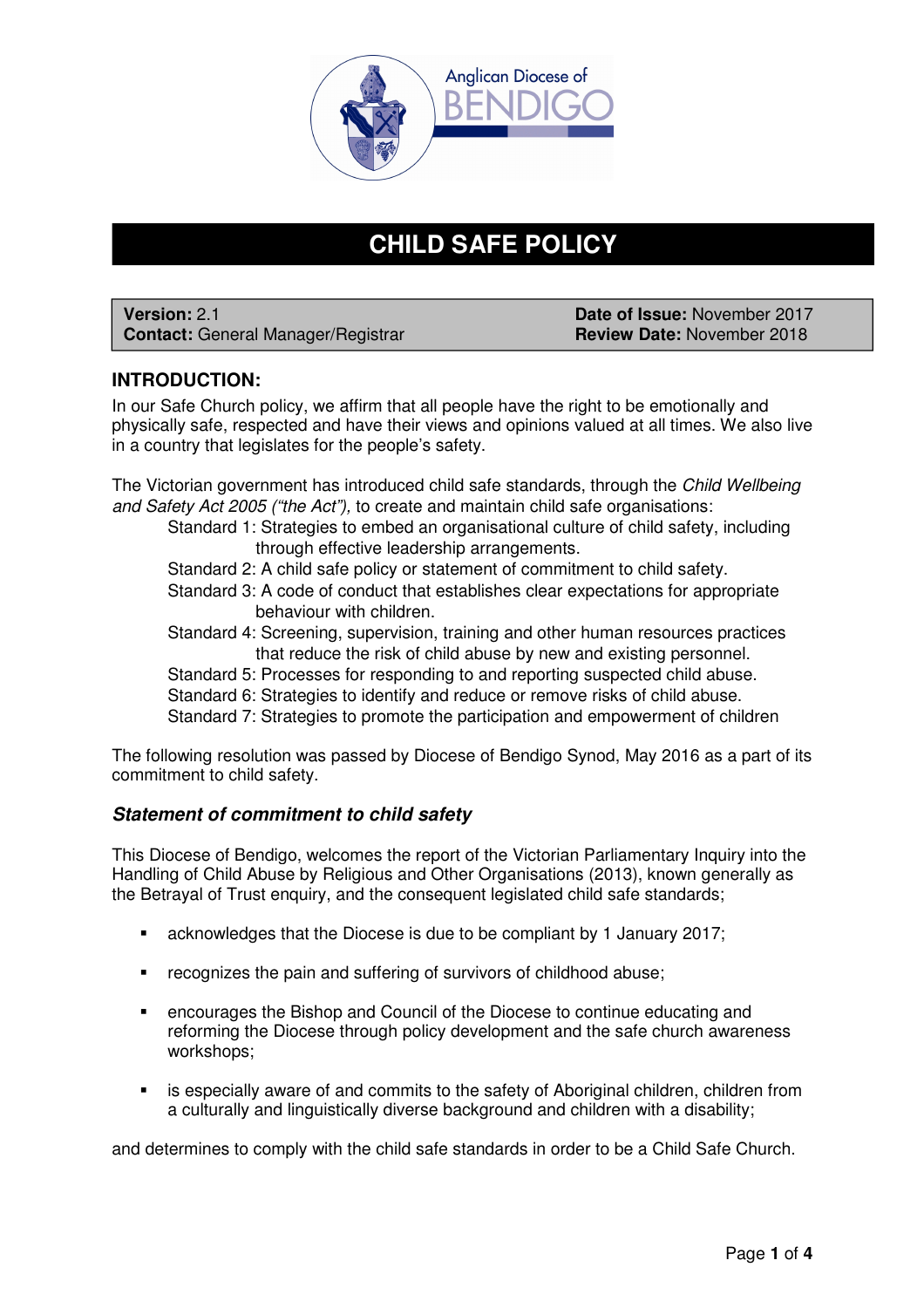Anglican Diocese of BENDIGO

# CHILD SAFE POLICY

| **Version:** 2.1 | **Date of Issue:** November 2017 |
|---|---|
| **Contact:** General Manager/Registrar | **Review Date:** November 2018 |

## INTRODUCTION:

In our Safe Church policy, we affirm that all people have the right to be emotionally and physically safe, respected and have their views and opinions valued at all times. We also live in a country that legislates for the people's safety.

The Victorian government has introduced child safe standards, through the *Child Wellbeing and Safety Act 2005 ("the Act"),* to create and maintain child safe organisations:

- Standard 1: Strategies to embed an organisational culture of child safety, including through effective leadership arrangements.
- Standard 2: A child safe policy or statement of commitment to child safety.
- Standard 3: A code of conduct that establishes clear expectations for appropriate behaviour with children.
- Standard 4: Screening, supervision, training and other human resources practices that reduce the risk of child abuse by new and existing personnel.
- Standard 5: Processes for responding to and reporting suspected child abuse.
- Standard 6: Strategies to identify and reduce or remove risks of child abuse.
- Standard 7: Strategies to promote the participation and empowerment of children

The following resolution was passed by Diocese of Bendigo Synod, May 2016 as a part of its commitment to child safety.

### *Statement of commitment to child safety*

This Diocese of Bendigo, welcomes the report of the Victorian Parliamentary Inquiry into the Handling of Child Abuse by Religious and Other Organisations (2013), known generally as the Betrayal of Trust enquiry, and the consequent legislated child safe standards;

- acknowledges that the Diocese is due to be compliant by 1 January 2017;
- recognizes the pain and suffering of survivors of childhood abuse;
- encourages the Bishop and Council of the Diocese to continue educating and reforming the Diocese through policy development and the safe church awareness workshops;
- is especially aware of and commits to the safety of Aboriginal children, children from a culturally and linguistically diverse background and children with a disability;

and determines to comply with the child safe standards in order to be a Child Safe Church.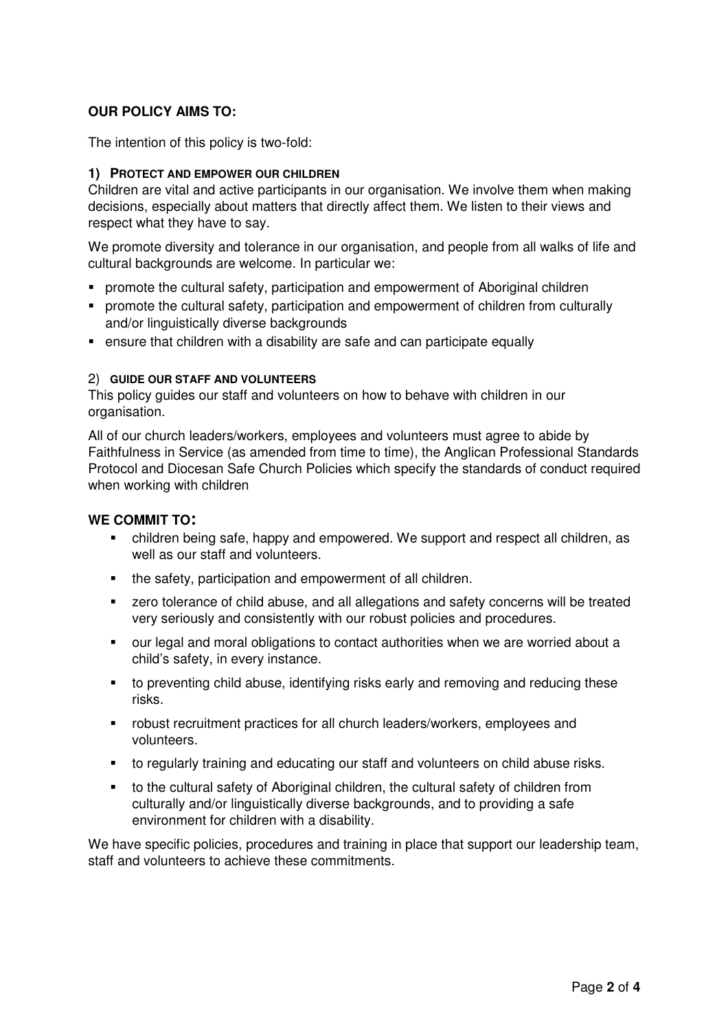## OUR POLICY AIMS TO:

The intention of this policy is two-fold:

### 1) PROTECT AND EMPOWER OUR CHILDREN

Children are vital and active participants in our organisation. We involve them when making decisions, especially about matters that directly affect them. We listen to their views and respect what they have to say.

We promote diversity and tolerance in our organisation, and people from all walks of life and cultural backgrounds are welcome. In particular we:

- promote the cultural safety, participation and empowerment of Aboriginal children
- promote the cultural safety, participation and empowerment of children from culturally and/or linguistically diverse backgrounds
- ensure that children with a disability are safe and can participate equally

### 2) GUIDE OUR STAFF AND VOLUNTEERS

This policy guides our staff and volunteers on how to behave with children in our organisation.

All of our church leaders/workers, employees and volunteers must agree to abide by Faithfulness in Service (as amended from time to time), the Anglican Professional Standards Protocol and Diocesan Safe Church Policies which specify the standards of conduct required when working with children

## WE COMMIT TO:

- children being safe, happy and empowered. We support and respect all children, as well as our staff and volunteers.
- the safety, participation and empowerment of all children.
- zero tolerance of child abuse, and all allegations and safety concerns will be treated very seriously and consistently with our robust policies and procedures.
- our legal and moral obligations to contact authorities when we are worried about a child's safety, in every instance.
- to preventing child abuse, identifying risks early and removing and reducing these risks.
- robust recruitment practices for all church leaders/workers, employees and volunteers.
- to regularly training and educating our staff and volunteers on child abuse risks.
- to the cultural safety of Aboriginal children, the cultural safety of children from culturally and/or linguistically diverse backgrounds, and to providing a safe environment for children with a disability.

We have specific policies, procedures and training in place that support our leadership team, staff and volunteers to achieve these commitments.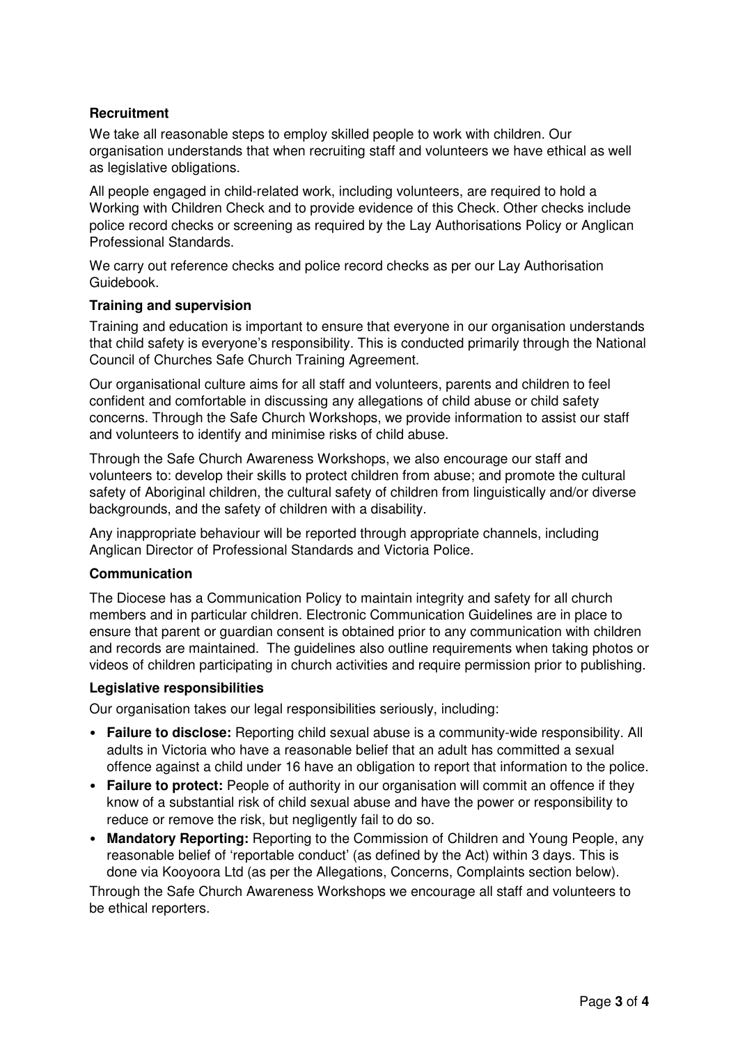**Recruitment**

We take all reasonable steps to employ skilled people to work with children. Our organisation understands that when recruiting staff and volunteers we have ethical as well as legislative obligations.

All people engaged in child-related work, including volunteers, are required to hold a Working with Children Check and to provide evidence of this Check. Other checks include police record checks or screening as required by the Lay Authorisations Policy or Anglican Professional Standards.

We carry out reference checks and police record checks as per our Lay Authorisation Guidebook.

**Training and supervision**

Training and education is important to ensure that everyone in our organisation understands that child safety is everyone's responsibility. This is conducted primarily through the National Council of Churches Safe Church Training Agreement.

Our organisational culture aims for all staff and volunteers, parents and children to feel confident and comfortable in discussing any allegations of child abuse or child safety concerns. Through the Safe Church Workshops, we provide information to assist our staff and volunteers to identify and minimise risks of child abuse.

Through the Safe Church Awareness Workshops, we also encourage our staff and volunteers to: develop their skills to protect children from abuse; and promote the cultural safety of Aboriginal children, the cultural safety of children from linguistically and/or diverse backgrounds, and the safety of children with a disability.

Any inappropriate behaviour will be reported through appropriate channels, including Anglican Director of Professional Standards and Victoria Police.

**Communication**

The Diocese has a Communication Policy to maintain integrity and safety for all church members and in particular children. Electronic Communication Guidelines are in place to ensure that parent or guardian consent is obtained prior to any communication with children and records are maintained. The guidelines also outline requirements when taking photos or videos of children participating in church activities and require permission prior to publishing.

**Legislative responsibilities**

Our organisation takes our legal responsibilities seriously, including:

- **Failure to disclose:** Reporting child sexual abuse is a community-wide responsibility. All adults in Victoria who have a reasonable belief that an adult has committed a sexual offence against a child under 16 have an obligation to report that information to the police.
- **Failure to protect:** People of authority in our organisation will commit an offence if they know of a substantial risk of child sexual abuse and have the power or responsibility to reduce or remove the risk, but negligently fail to do so.
- **Mandatory Reporting:** Reporting to the Commission of Children and Young People, any reasonable belief of 'reportable conduct' (as defined by the Act) within 3 days. This is done via Kooyoora Ltd (as per the Allegations, Concerns, Complaints section below).

Through the Safe Church Awareness Workshops we encourage all staff and volunteers to be ethical reporters.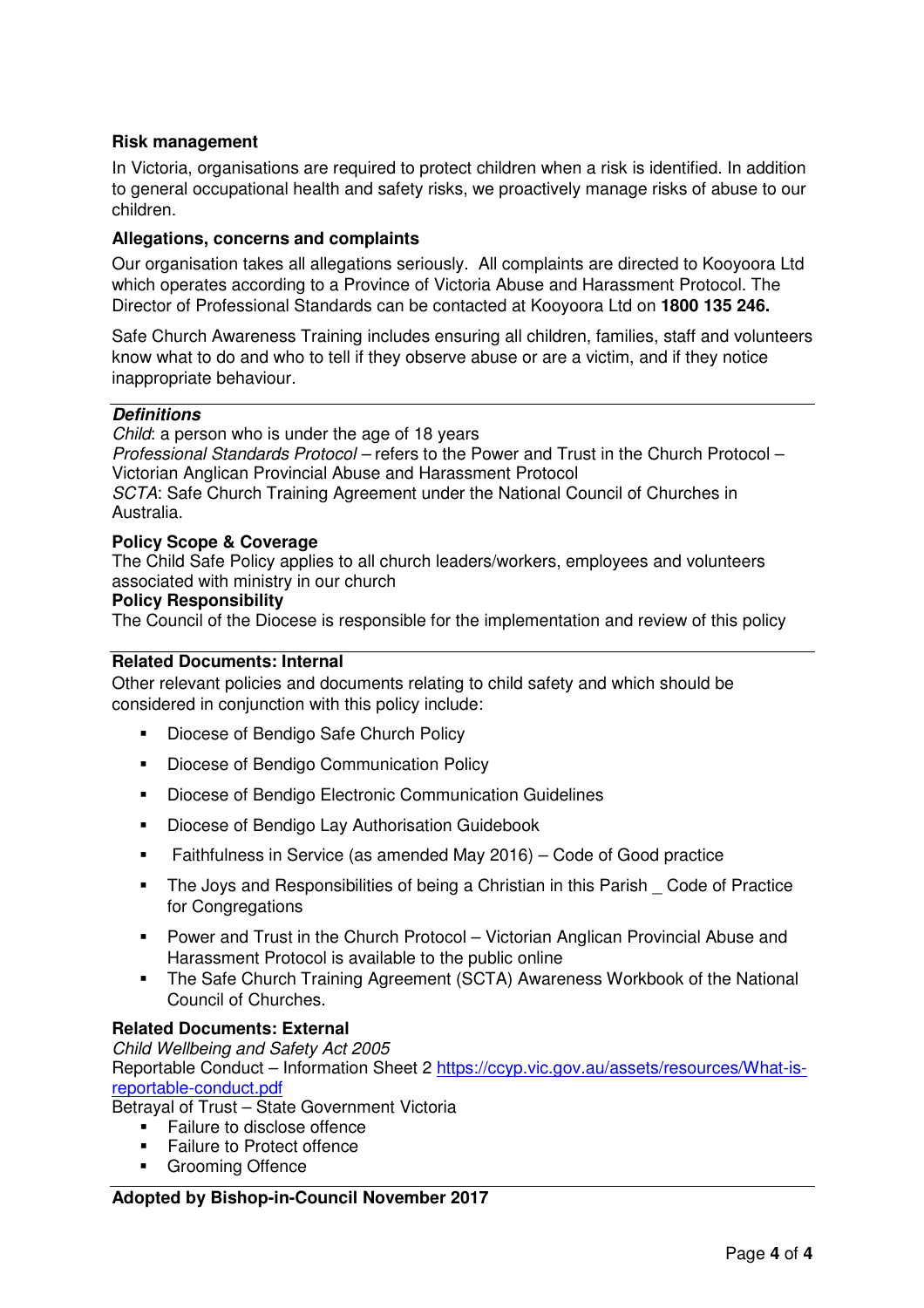**Risk management**

In Victoria, organisations are required to protect children when a risk is identified. In addition to general occupational health and safety risks, we proactively manage risks of abuse to our children.

**Allegations, concerns and complaints**

Our organisation takes all allegations seriously. All complaints are directed to Kooyoora Ltd which operates according to a Province of Victoria Abuse and Harassment Protocol. The Director of Professional Standards can be contacted at Kooyoora Ltd on **1800 135 246.**

Safe Church Awareness Training includes ensuring all children, families, staff and volunteers know what to do and who to tell if they observe abuse or are a victim, and if they notice inappropriate behaviour.

***Definitions***

*Child*: a person who is under the age of 18 years
*Professional Standards Protocol* – refers to the Power and Trust in the Church Protocol – Victorian Anglican Provincial Abuse and Harassment Protocol
*SCTA*: Safe Church Training Agreement under the National Council of Churches in Australia.

**Policy Scope & Coverage**
The Child Safe Policy applies to all church leaders/workers, employees and volunteers associated with ministry in our church
**Policy Responsibility**
The Council of the Diocese is responsible for the implementation and review of this policy

**Related Documents: Internal**
Other relevant policies and documents relating to child safety and which should be considered in conjunction with this policy include:

- Diocese of Bendigo Safe Church Policy
- Diocese of Bendigo Communication Policy
- Diocese of Bendigo Electronic Communication Guidelines
- Diocese of Bendigo Lay Authorisation Guidebook
- Faithfulness in Service (as amended May 2016) – Code of Good practice
- The Joys and Responsibilities of being a Christian in this Parish _ Code of Practice for Congregations
- Power and Trust in the Church Protocol – Victorian Anglican Provincial Abuse and Harassment Protocol is available to the public online
- The Safe Church Training Agreement (SCTA) Awareness Workbook of the National Council of Churches.

**Related Documents: External**
*Child Wellbeing and Safety Act 2005*
Reportable Conduct – Information Sheet 2 [https://ccyp.vic.gov.au/assets/resources/What-is-reportable-conduct.pdf](https://ccyp.vic.gov.au/assets/resources/What-is-reportable-conduct.pdf)
Betrayal of Trust – State Government Victoria
- Failure to disclose offence
- Failure to Protect offence
- Grooming Offence

**Adopted by Bishop-in-Council November 2017**